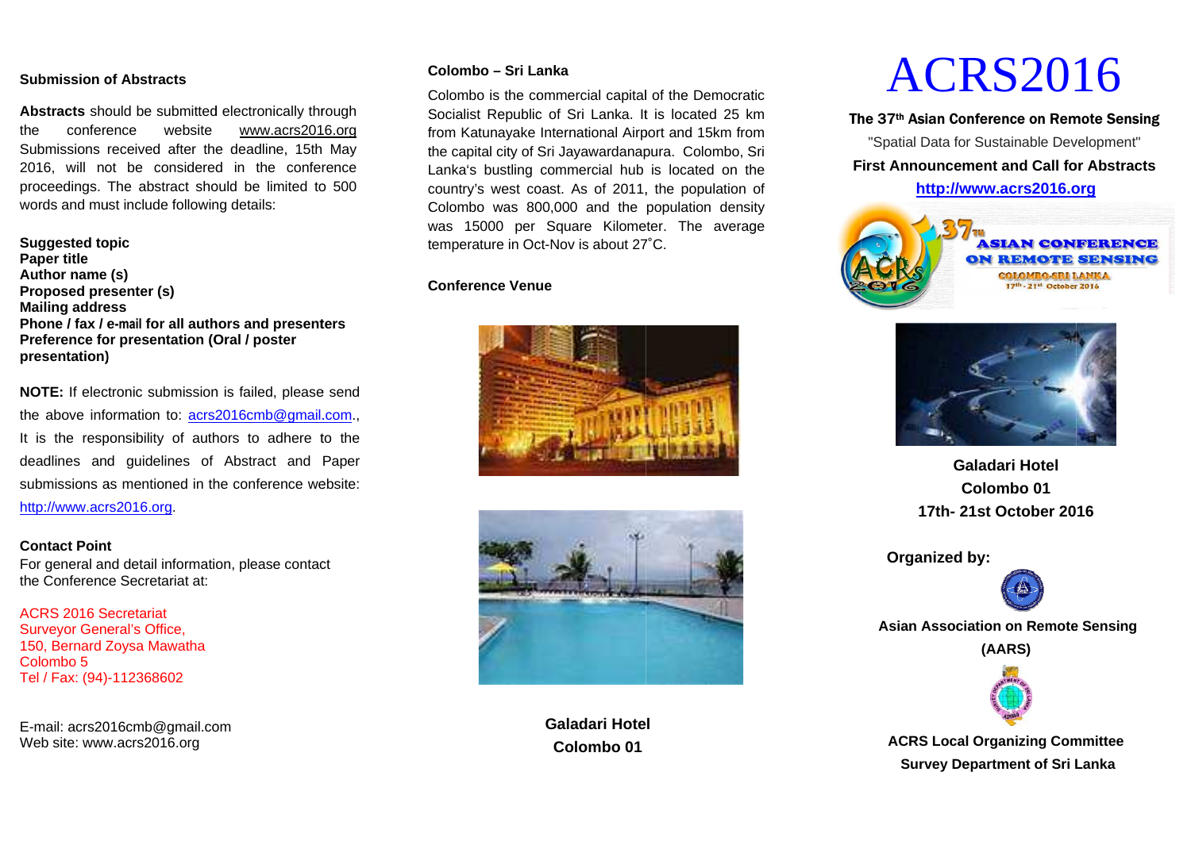## Submission of Abstracts

**Abstracts** should be submitted electronically through the conference website www.acrs2016.org Submissions received after the deadline, 15th May 2016, will not be considered in the conference proceedings. The abstract should be limited to 500 words and must include following details:

**Suggested topic**
**Paper title**
**Author name (s)**
**Proposed presenter (s)**
**Mailing address**
**Phone / fax / e-mail for all authors and presenters**
**Preference for presentation (Oral / poster presentation)**

**NOTE:** If electronic submission is failed, please send the above information to: acrs2016cmb@gmail.com., It is the responsibility of authors to adhere to the deadlines and guidelines of Abstract and Paper submissions as mentioned in the conference website: http://www.acrs2016.org.

**Contact Point**
For general and detail information, please contact the Conference Secretariat at:

ACRS 2016 Secretariat
Surveyor General's Office,
150, Bernard Zoysa Mawatha
Colombo 5
Tel / Fax: (94)-112368602

E-mail: acrs2016cmb@gmail.com
Web site: www.acrs2016.org

## Colombo – Sri Lanka

Colombo is the commercial capital of the Democratic Socialist Republic of Sri Lanka. It is located 25 km from Katunayake International Airport and 15km from the capital city of Sri Jayawardanapura. Colombo, Sri Lanka's bustling commercial hub is located on the country's west coast. As of 2011, the population of Colombo was 800,000 and the population density was 15000 per Square Kilometer. The average temperature in Oct-Nov is about 27˚C.

## Conference Venue

**Galadari Hotel**
**Colombo 01**

# ACRS2016

**The 37th Asian Conference on Remote Sensing**

"Spatial Data for Sustainable Development"

**First Announcement and Call for Abstracts**

**http://www.acrs2016.org**

37TH ASIAN CONFERENCE ON REMOTE SENSING
COLOMBO-SRI LANKA
17th - 21st October 2016

**Galadari Hotel**
**Colombo 01**
**17th- 21st October 2016**

**Organized by:**

**Asian Association on Remote Sensing (AARS)**

**ACRS Local Organizing Committee**
**Survey Department of Sri Lanka**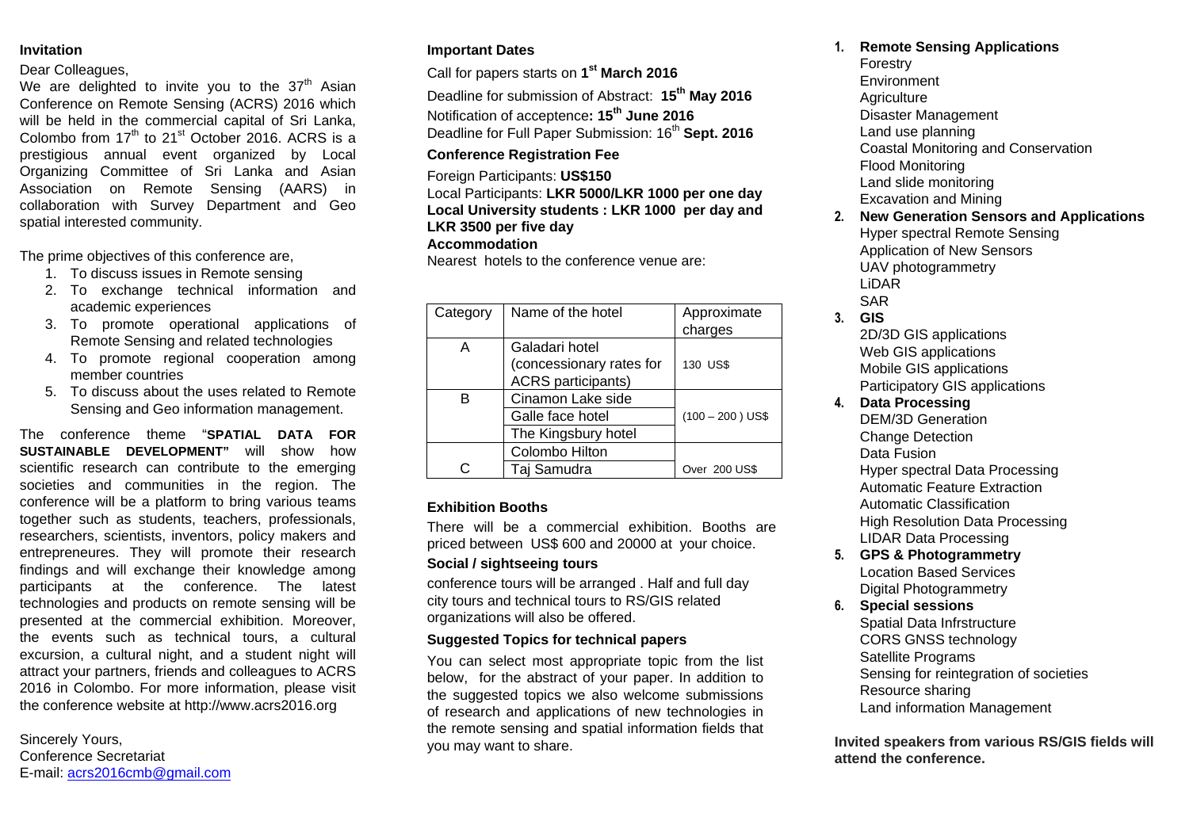### Invitation

Dear Colleagues,

We are delighted to invite you to the 37th Asian Conference on Remote Sensing (ACRS) 2016 which will be held in the commercial capital of Sri Lanka, Colombo from 17th to 21st October 2016. ACRS is a prestigious annual event organized by Local Organizing Committee of Sri Lanka and Asian Association on Remote Sensing (AARS) in collaboration with Survey Department and Geo spatial interested community.

The prime objectives of this conference are,

1. To discuss issues in Remote sensing
2. To exchange technical information and academic experiences
3. To promote operational applications of Remote Sensing and related technologies
4. To promote regional cooperation among member countries
5. To discuss about the uses related to Remote Sensing and Geo information management.

The conference theme "**SPATIAL DATA FOR SUSTAINABLE DEVELOPMENT"** will show how scientific research can contribute to the emerging societies and communities in the region. The conference will be a platform to bring various teams together such as students, teachers, professionals, researchers, scientists, inventors, policy makers and entrepreneures. They will promote their research findings and will exchange their knowledge among participants at the conference. The latest technologies and products on remote sensing will be presented at the commercial exhibition. Moreover, the events such as technical tours, a cultural excursion, a cultural night, and a student night will attract your partners, friends and colleagues to ACRS 2016 in Colombo. For more information, please visit the conference website at http://www.acrs2016.org

Sincerely Yours,
Conference Secretariat
E-mail: acrs2016cmb@gmail.com

### Important Dates

Call for papers starts on **1st March 2016**

Deadline for submission of Abstract: **15th May 2016**

Notification of acceptence**: 15th June 2016**

Deadline for Full Paper Submission: 16th **Sept. 2016**

### Conference Registration Fee

Foreign Participants: **US$150**

Local Participants: **LKR 5000/LKR 1000 per one day**

**Local University students : LKR 1000 per day and LKR 3500 per five day**

### Accommodation

Nearest hotels to the conference venue are:

| Category | Name of the hotel | Approximate charges |
|---|---|---|
| A | Galadari hotel (concessionary rates for ACRS participants) | 130 US$ |
| B | Cinamon Lake side | (100 – 200 ) US$ |
| | Galle face hotel | |
| | The Kingsbury hotel | |
| C | Colombo Hilton | Over 200 US$ |
| | Taj Samudra | |

### Exhibition Booths

There will be a commercial exhibition. Booths are priced between US$ 600 and 20000 at your choice.

### Social / sightseeing tours

conference tours will be arranged . Half and full day city tours and technical tours to RS/GIS related organizations will also be offered.

### Suggested Topics for technical papers

You can select most appropriate topic from the list below, for the abstract of your paper. In addition to the suggested topics we also welcome submissions of research and applications of new technologies in the remote sensing and spatial information fields that you may want to share.

1. **Remote Sensing Applications**
   - Forestry
   - Environment
   - Agriculture
   - Disaster Management
   - Land use planning
   - Coastal Monitoring and Conservation
   - Flood Monitoring
   - Land slide monitoring
   - Excavation and Mining
2. **New Generation Sensors and Applications**
   - Hyper spectral Remote Sensing
   - Application of New Sensors
   - UAV photogrammetry
   - LiDAR
   - SAR
3. **GIS**
   - 2D/3D GIS applications
   - Web GIS applications
   - Mobile GIS applications
   - Participatory GIS applications
4. **Data Processing**
   - DEM/3D Generation
   - Change Detection
   - Data Fusion
   - Hyper spectral Data Processing
   - Automatic Feature Extraction
   - Automatic Classification
   - High Resolution Data Processing
   - LIDAR Data Processing
5. **GPS & Photogrammetry**
   - Location Based Services
   - Digital Photogrammetry
6. **Special sessions**
   - Spatial Data Infrstructure
   - CORS GNSS technology
   - Satellite Programs
   - Sensing for reintegration of societies
   - Resource sharing
   - Land information Management

**Invited speakers from various RS/GIS fields will attend the conference.**